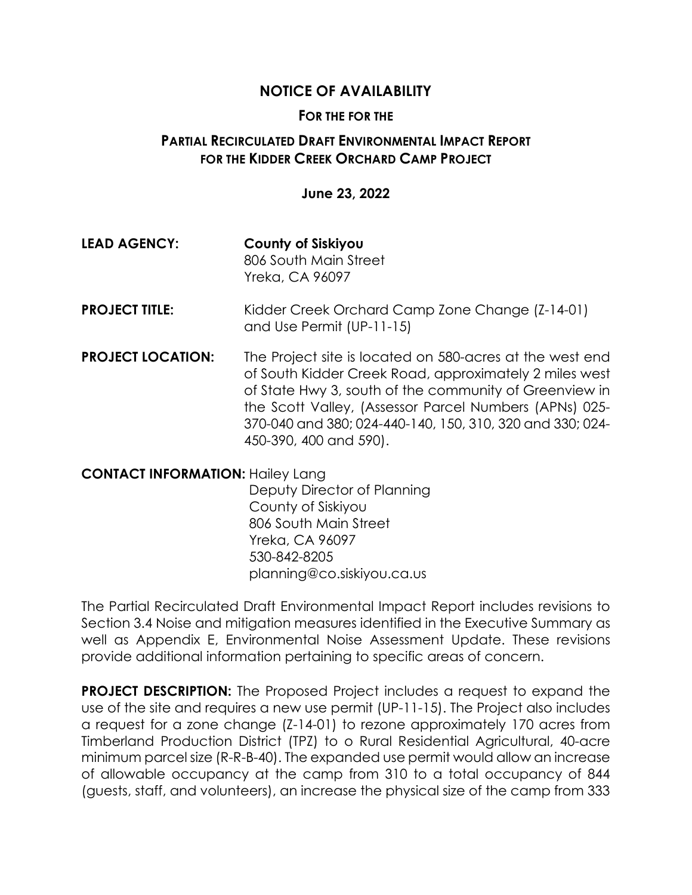# NOTICE OF AVAILABILITY

## FOR THE FOR THE

## PARTIAL RECIRCULATED DRAFT ENVIRONMENTAL IMPACT REPORT FOR THE KIDDER CREEK ORCHARD CAMP PROJECT

**June 23, 2022**

**LEAD AGENCY:** **County of Siskiyou**
806 South Main Street
Yreka, CA 96097

**PROJECT TITLE:** Kidder Creek Orchard Camp Zone Change (Z-14-01) and Use Permit (UP-11-15)

**PROJECT LOCATION:** The Project site is located on 580-acres at the west end of South Kidder Creek Road, approximately 2 miles west of State Hwy 3, south of the community of Greenview in the Scott Valley, (Assessor Parcel Numbers (APNs) 025-370-040 and 380; 024-440-140, 150, 310, 320 and 330; 024-450-390, 400 and 590).

**CONTACT INFORMATION:** Hailey Lang
Deputy Director of Planning
County of Siskiyou
806 South Main Street
Yreka, CA 96097
530-842-8205
planning@co.siskiyou.ca.us

The Partial Recirculated Draft Environmental Impact Report includes revisions to Section 3.4 Noise and mitigation measures identified in the Executive Summary as well as Appendix E, Environmental Noise Assessment Update. These revisions provide additional information pertaining to specific areas of concern.

**PROJECT DESCRIPTION:** The Proposed Project includes a request to expand the use of the site and requires a new use permit (UP-11-15). The Project also includes a request for a zone change (Z-14-01) to rezone approximately 170 acres from Timberland Production District (TPZ) to o Rural Residential Agricultural, 40-acre minimum parcel size (R-R-B-40). The expanded use permit would allow an increase of allowable occupancy at the camp from 310 to a total occupancy of 844 (guests, staff, and volunteers), an increase the physical size of the camp from 333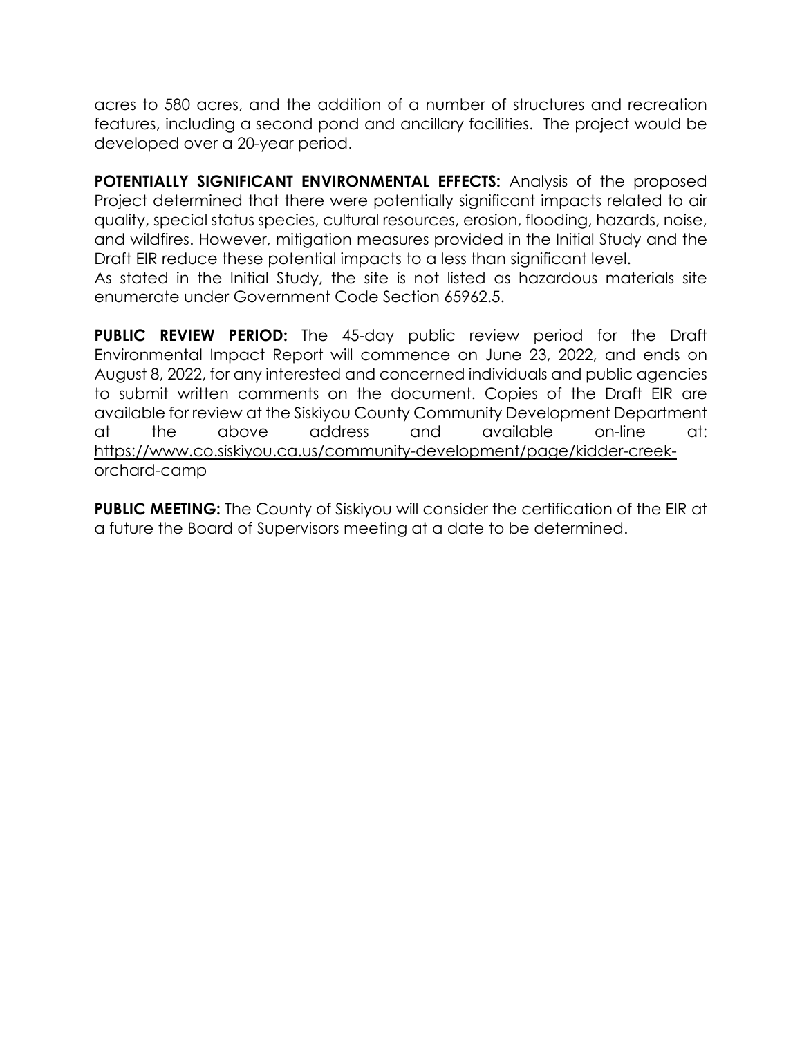acres to 580 acres, and the addition of a number of structures and recreation features, including a second pond and ancillary facilities. The project would be developed over a 20-year period.

**POTENTIALLY SIGNIFICANT ENVIRONMENTAL EFFECTS:** Analysis of the proposed Project determined that there were potentially significant impacts related to air quality, special status species, cultural resources, erosion, flooding, hazards, noise, and wildfires. However, mitigation measures provided in the Initial Study and the Draft EIR reduce these potential impacts to a less than significant level.
As stated in the Initial Study, the site is not listed as hazardous materials site enumerate under Government Code Section 65962.5.

**PUBLIC REVIEW PERIOD:** The 45-day public review period for the Draft Environmental Impact Report will commence on June 23, 2022, and ends on August 8, 2022, for any interested and concerned individuals and public agencies to submit written comments on the document. Copies of the Draft EIR are available for review at the Siskiyou County Community Development Department at the above address and available on-line at: https://www.co.siskiyou.ca.us/community-development/page/kidder-creek-orchard-camp

**PUBLIC MEETING:** The County of Siskiyou will consider the certification of the EIR at a future the Board of Supervisors meeting at a date to be determined.